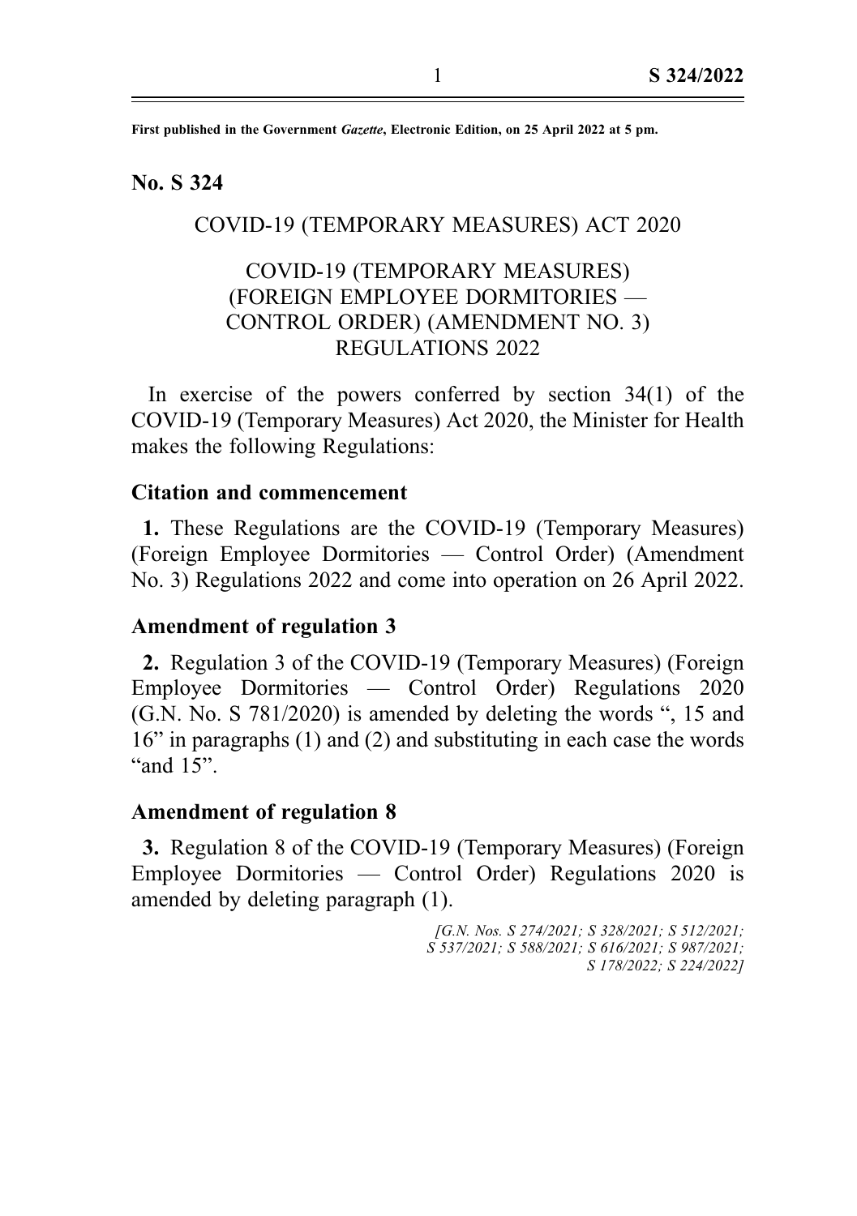First published in the Government *Gazette*, Electronic Edition, on 25 April 2022 at 5 pm.

## No. S 324

COVID-19 (TEMPORARY MEASURES) ACT 2020

# COVID-19 (TEMPORARY MEASURES) (FOREIGN EMPLOYEE DORMITORIES — CONTROL ORDER) (AMENDMENT NO. 3) REGULATIONS 2022

In exercise of the powers conferred by section 34(1) of the COVID-19 (Temporary Measures) Act 2020, the Minister for Health makes the following Regulations:

### Citation and commencement

**1.** These Regulations are the COVID-19 (Temporary Measures) (Foreign Employee Dormitories — Control Order) (Amendment No. 3) Regulations 2022 and come into operation on 26 April 2022.

### Amendment of regulation 3

**2.** Regulation 3 of the COVID-19 (Temporary Measures) (Foreign Employee Dormitories — Control Order) Regulations 2020 (G.N. No. S 781/2020) is amended by deleting the words ", 15 and 16" in paragraphs (1) and (2) and substituting in each case the words "and 15".

### Amendment of regulation 8

**3.** Regulation 8 of the COVID-19 (Temporary Measures) (Foreign Employee Dormitories — Control Order) Regulations 2020 is amended by deleting paragraph (1).

*[G.N. Nos. S 274/2021; S 328/2021; S 512/2021; S 537/2021; S 588/2021; S 616/2021; S 987/2021; S 178/2022; S 224/2022]*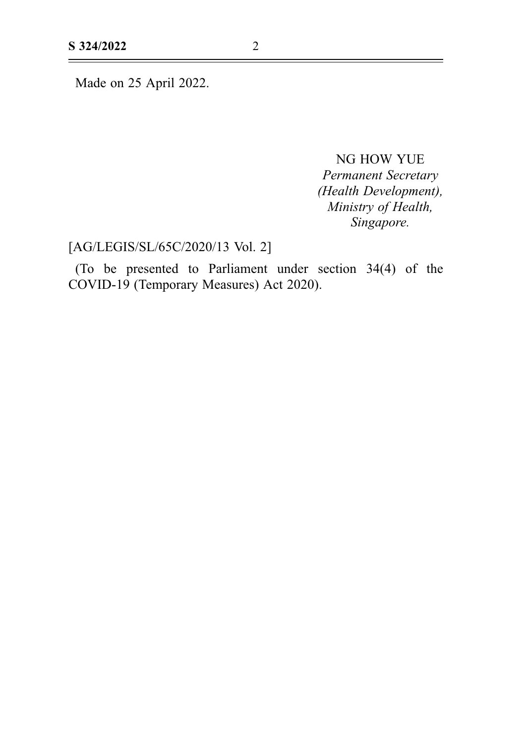Made on 25 April 2022.

NG HOW YUE
*Permanent Secretary*
*(Health Development),*
*Ministry of Health,*
*Singapore.*

[AG/LEGIS/SL/65C/2020/13 Vol. 2]

(To be presented to Parliament under section 34(4) of the COVID-19 (Temporary Measures) Act 2020).